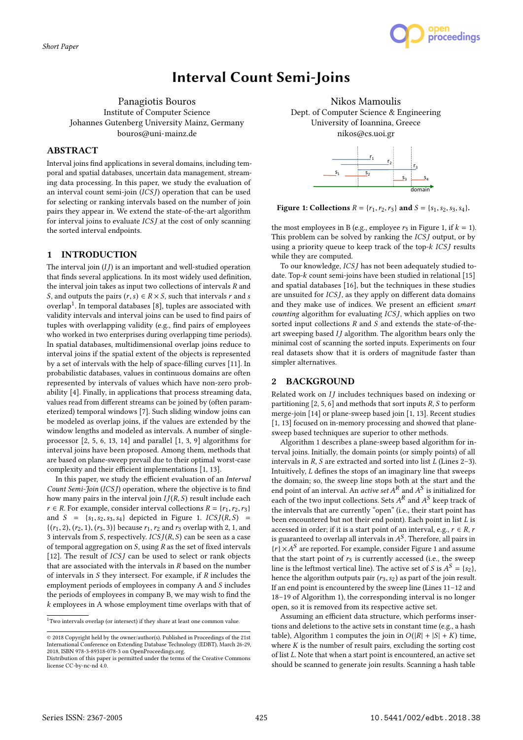Short Paper

# Interval Count Semi-Joins

Panagiotis Bouros
Institute of Computer Science
Johannes Gutenberg University Mainz, Germany
bouros@uni-mainz.de

Nikos Mamoulis
Dept. of Computer Science & Engineering
University of Ioannina, Greece
nikos@cs.uoi.gr

## ABSTRACT

Interval joins find applications in several domains, including temporal and spatial databases, uncertain data management, streaming data processing. In this paper, we study the evaluation of an interval count semi-join (*ICSJ*) operation that can be used for selecting or ranking intervals based on the number of join pairs they appear in. We extend the state-of-the-art algorithm for interval joins to evaluate *ICSJ* at the cost of only scanning the sorted interval endpoints.

## 1 INTRODUCTION

The interval join (*IJ*) is an important and well-studied operation that finds several applications. In its most widely used definition, the interval join takes as input two collections of intervals $R$ and $S$, and outputs the pairs $(r, s) \in R \times S$, such that intervals $r$ and $s$ overlap[1]. In temporal databases [8], tuples are associated with validity intervals and interval joins can be used to find pairs of tuples with overlapping validity (e.g., find pairs of employees who worked in two enterprises during overlapping time periods). In spatial databases, multidimensional overlap joins reduce to interval joins if the spatial extent of the objects is represented by a set of intervals with the help of space-filling curves [11]. In probabilistic databases, values in continuous domains are often represented by intervals of values which have non-zero probability [4]. Finally, in applications that process streaming data, values read from different streams can be joined by (often parameterized) temporal windows [7]. Such sliding window joins can be modeled as overlap joins, if the values are extended by the window lengths and modeled as intervals. A number of single-processor [2, 5, 6, 13, 14] and parallel [1, 3, 9] algorithms for interval joins have been proposed. Among them, methods that are based on plane-sweep prevail due to their optimal worst-case complexity and their efficient implementations [1, 13].

In this paper, we study the efficient evaluation of an *Interval Count Semi-Join* (*ICSJ*) operation, where the objective is to find how many pairs in the interval join $IJ(R, S)$ result include each $r \in R$. For example, consider interval collections $R = \{r_1, r_2, r_3\}$ and $S = \{s_1, s_2, s_3, s_4\}$ depicted in Figure 1. $ICSJ(R, S) = \{(r_1, 2), (r_2, 1), (r_3, 3)\}$ because $r_1$, $r_2$ and $r_3$ overlap with 2, 1, and 3 intervals from $S$, respectively. $ICSJ(R, S)$ can be seen as a case of temporal aggregation on $S$, using $R$ as the set of fixed intervals [12]. The result of *ICSJ* can be used to select or rank objects that are associated with the intervals in $R$ based on the number of intervals in $S$ they intersect. For example, if $R$ includes the employment periods of employees in company A and $S$ includes the periods of employees in company B, we may wish to find the $k$ employees in A whose employment time overlaps with that of the most employees in B (e.g., employee $r_3$ in Figure 1, if $k = 1$). This problem can be solved by ranking the *ICSJ* output, or by using a priority queue to keep track of the top-$k$ *ICSJ* results while they are computed.

**Figure 1: Collections $R = \{r_1, r_2, r_3\}$ and $S = \{s_1, s_2, s_3, s_4\}$.**

To our knowledge, *ICSJ* has not been adequately studied to-date. Top-$k$ count semi-joins have been studied in relational [15] and spatial databases [16], but the techniques in these studies are unsuited for *ICSJ*, as they apply on different data domains and they make use of indices. We present an efficient *smart counting* algorithm for evaluating *ICSJ*, which applies on two sorted input collections $R$ and $S$ and extends the state-of-the-art sweeping based *IJ* algorithm. The algorithm bears only the minimal cost of scanning the sorted inputs. Experiments on four real datasets show that it is orders of magnitude faster than simpler alternatives.

## 2 BACKGROUND

Related work on *IJ* includes techniques based on indexing or partitioning [2, 5, 6] and methods that sort inputs $R$, $S$ to perform merge-join [14] or plane-sweep based join [1, 13]. Recent studies [1, 13] focused on in-memory processing and showed that plane-sweep based techniques are superior to other methods.

Algorithm 1 describes a plane-sweep based algorithm for interval joins. Initially, the domain points (or simply points) of all intervals in $R$, $S$ are extracted and sorted into list $L$ (Lines 2–3). Intuitively, $L$ defines the stops of an imaginary line that sweeps the domain; so, the sweep line stops both at the start and the end point of an interval. An *active set* $A^R$ and $A^S$ is initialized for each of the two input collections. Sets $A^R$ and $A^S$ keep track of the intervals that are currently "open" (i.e., their start point has been encountered but not their end point). Each point in list $L$ is accessed in order; if it is a start point of an interval, e.g., $r \in R$, $r$ is guaranteed to overlap all intervals in $A^S$. Therefore, all pairs in $\{r\} \times A^S$ are reported. For example, consider Figure 1 and assume that the start point of $r_3$ is currently accessed (i.e., the sweep line is the leftmost vertical line). The active set of $S$ is $A^S = \{s_2\}$, hence the algorithm outputs pair $(r_3, s_2)$ as part of the join result. If an end point is encountered by the sweep line (Lines 11–12 and 18–19 of Algorithm 1), the corresponding interval is no longer open, so it is removed from its respective active set.

Assuming an efficient data structure, which performs insertions and deletions to the active sets in constant time (e.g., a hash table), Algorithm 1 computes the join in $O(|R| + |S| + K)$ time, where $K$ is the number of result pairs, excluding the sorting cost of list $L$. Note that when a start point is encountered, an active set should be scanned to generate join results. Scanning a hash table

[1] Two intervals overlap (or intersect) if they share at least one common value.

© 2018 Copyright held by the owner/author(s). Published in Proceedings of the 21st International Conference on Extending Database Technology (EDBT), March 26-29, 2018, ISBN 978-3-89318-078-3 on OpenProceedings.org.
Distribution of this paper is permitted under the terms of the Creative Commons license CC-by-nc-nd 4.0.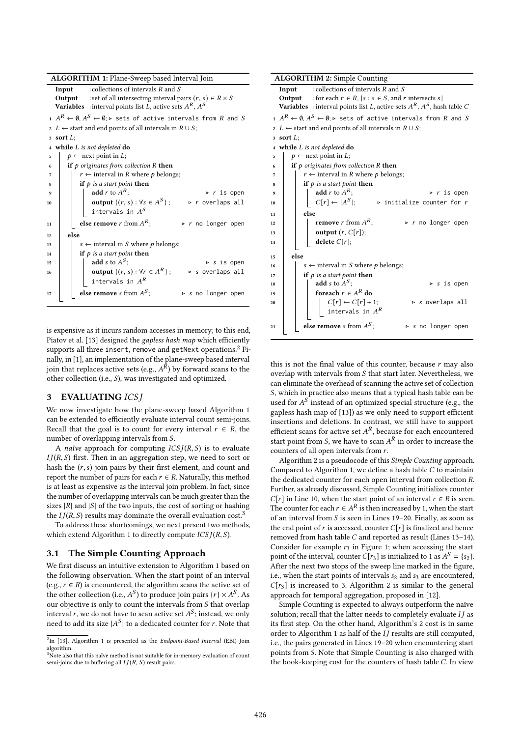**ALGORITHM 1:** Plane-Sweep based Interval Join

```
Input     : collections of intervals R and S
Output    : set of all intersecting interval pairs (r, s) ∈ R × S
Variables : interval points list L, active sets A^R, A^S

1  A^R ← ∅, A^S ← ∅; ▷ sets of active intervals from R and S
2  L ← start and end points of all intervals in R ∪ S;
3  sort L;
4  while L is not depleted do
5      p ← next point in L;
6      if p originates from collection R then
7          r ← interval in R where p belongs;
8          if p is a start point then
9              add r to A^R;                          ▷ r is open
10             output {(r, s) : ∀s ∈ A^S};            ▷ r overlaps all intervals in A^S
11         else remove r from A^R;                    ▷ r no longer open
12     else
13         s ← interval in S where p belongs;
14         if p is a start point then
15             add s to A^S;                          ▷ s is open
16             output {(r, s) : ∀r ∈ A^R};            ▷ s overlaps all intervals in A^R
17         else remove s from A^S;                    ▷ s no longer open
```

is expensive as it incurs random accesses in memory; to this end, Piatov et al. [13] designed the *gapless hash map* which efficiently supports all three insert, remove and getNext operations.[2] Finally, in [1], an implementation of the plane-sweep based interval join that replaces active sets (e.g., $A^R$) by forward scans to the other collection (i.e., $S$), was investigated and optimized.

## 3 EVALUATING $ICSJ$

We now investigate how the plane-sweep based Algorithm 1 can be extended to efficiently evaluate interval count semi-joins. Recall that the goal is to count for every interval $r \in R$, the number of overlapping intervals from $S$.

A *naïve* approach for computing $ICSJ(R, S)$ is to evaluate $IJ(R, S)$ first. Then in an aggregation step, we need to sort or hash the $(r, s)$ join pairs by their first element, and count and report the number of pairs for each $r \in R$. Naturally, this method is at least as expensive as the interval join problem. In fact, since the number of overlapping intervals can be much greater than the sizes $|R|$ and $|S|$ of the two inputs, the cost of sorting or hashing the $IJ(R, S)$ results may dominate the overall evaluation cost.[3]

To address these shortcomings, we next present two methods, which extend Algorithm 1 to directly compute $ICSJ(R, S)$.

### 3.1 The Simple Counting Approach

We first discuss an intuitive extension to Algorithm 1 based on the following observation. When the start point of an interval (e.g., $r \in R$) is encountered, the algorithm scans the active set of the other collection (i.e., $A^S$) to produce join pairs $\{r\} \times A^S$. As our objective is only to count the intervals from $S$ that overlap interval $r$, we do not have to scan active set $A^S$; instead, we only need to add its size $|A^S|$ to a dedicated counter for $r$. Note that

[2] In [13], Algorithm 1 is presented as the *Endpoint-Based Interval* (EBI) Join algorithm.

[3] Note also that this naïve method is not suitable for in-memory evaluation of count semi-joins due to buffering all $IJ(R, S)$ result pairs.

**ALGORITHM 2:** Simple Counting

```
Input     : collections of intervals R and S
Output    : for each r ∈ R, |s : s ∈ S, and r intersects s|
Variables : interval points list L, active sets A^R, A^S, hash table C

1  A^R ← ∅, A^S ← ∅; ▷ sets of active intervals from R and S
2  L ← start and end points of all intervals in R ∪ S;
3  sort L;
4  while L is not depleted do
5      p ← next point in L;
6      if p originates from collection R then
7          r ← interval in R where p belongs;
8          if p is a start point then
9              add r to A^R;                          ▷ r is open
10             C[r] ← |A^S|;                          ▷ initialize counter for r
11         else
12             remove r from A^R;                     ▷ r no longer open
13             output (r, C[r]);
14             delete C[r];
15     else
16         s ← interval in S where p belongs;
17         if p is a start point then
18             add s to A^S;                          ▷ s is open
19             foreach r ∈ A^R do
20                 C[r] ← C[r] + 1;                   ▷ s overlaps all intervals in A^R
21         else remove s from A^S;                    ▷ s no longer open
```

this is not the final value of this counter, because $r$ may also overlap with intervals from $S$ that start later. Nevertheless, we can eliminate the overhead of scanning the active set of collection $S$, which in practice also means that a typical hash table can be used for $A^S$ instead of an optimized special structure (e.g., the gapless hash map of [13]) as we only need to support efficient insertions and deletions. In contrast, we still have to support efficient scans for active set $A^R$, because for each encountered start point from $S$, we have to scan $A^R$ in order to increase the counters of all open intervals from $r$.

Algorithm 2 is a pseudocode of this *Simple Counting* approach. Compared to Algorithm 1, we define a hash table $C$ to maintain the dedicated counter for each open interval from collection $R$. Further, as already discussed, Simple Counting initializes counter $C[r]$ in Line 10, when the start point of an interval $r \in R$ is seen. The counter for each $r \in A^R$ is then increased by 1, when the start of an interval from $S$ is seen in Lines 19–20. Finally, as soon as the end point of $r$ is accessed, counter $C[r]$ is finalized and hence removed from hash table $C$ and reported as result (Lines 13–14). Consider for example $r_3$ in Figure 1; when accessing the start point of the interval, counter $C[r_3]$ is initialized to 1 as $A^S = \{s_2\}$. After the next two stops of the sweep line marked in the figure, i.e., when the start points of intervals $s_2$ and $s_3$ are encountered, $C[r_3]$ is increased to 3. Algorithm 2 is similar to the general approach for temporal aggregation, proposed in [12].

Simple Counting is expected to always outperform the naïve solution; recall that the latter needs to completely evaluate $IJ$ as its first step. On the other hand, Algorithm's 2 cost is in same order to Algorithm 1 as half of the $IJ$ results are still computed, i.e., the pairs generated in Lines 19–20 when encountering start points from $S$. Note that Simple Counting is also charged with the book-keeping cost for the counters of hash table $C$. In view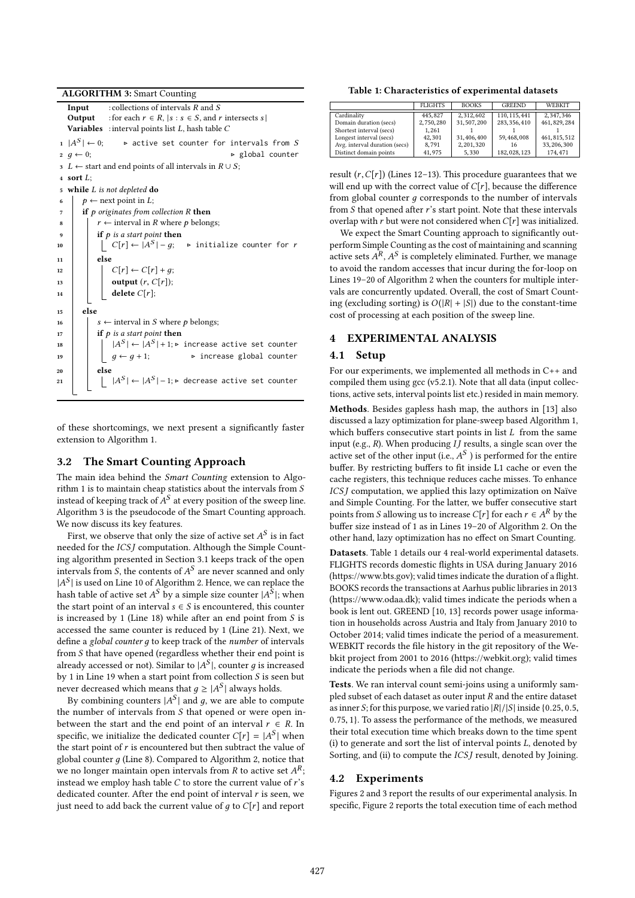**ALGORITHM 3:** Smart Counting

```
Input     : collections of intervals R and S
Output    : for each r ∈ R, |s : s ∈ S, and r intersects s|
Variables : interval points list L, hash table C

1  |A^S| ← 0;          ▷ active set counter for intervals from S
2  g ← 0;                                   ▷ global counter
3  L ← start and end points of all intervals in R ∪ S;
4  sort L;
5  while L is not depleted do
6      p ← next point in L;
7      if p originates from collection R then
8          r ← interval in R where p belongs;
9          if p is a start point then
10             C[r] ← |A^S| − g;   ▷ initialize counter for r
11         else
12             C[r] ← C[r] + g;
13             output (r, C[r]);
14             delete C[r];
15     else
16         s ← interval in S where p belongs;
17         if p is a start point then
18             |A^S| ← |A^S| + 1; ▷ increase active set counter
19             g ← g + 1;          ▷ increase global counter
20         else
21             |A^S| ← |A^S| − 1; ▷ decrease active set counter
```

of these shortcomings, we next present a significantly faster extension to Algorithm 1.

## 3.2 The Smart Counting Approach

The main idea behind the *Smart Counting* extension to Algorithm 1 is to maintain cheap statistics about the intervals from $S$ instead of keeping track of $A^S$ at every position of the sweep line. Algorithm 3 is the pseudocode of the Smart Counting approach. We now discuss its key features.

First, we observe that only the size of active set $A^S$ is in fact needed for the *ICSJ* computation. Although the Simple Counting algorithm presented in Section 3.1 keeps track of the open intervals from $S$, the contents of $A^S$ are never scanned and only $|A^S|$ is used on Line 10 of Algorithm 2. Hence, we can replace the hash table of active set $A^S$ by a simple size counter $|A^S|$; when the start point of an interval $s \in S$ is encountered, this counter is increased by 1 (Line 18) while after an end point from $S$ is accessed the same counter is reduced by 1 (Line 21). Next, we define a *global counter* $g$ to keep track of the *number* of intervals from $S$ that have opened (regardless whether their end point is already accessed or not). Similar to $|A^S|$, counter $g$ is increased by 1 in Line 19 when a start point from collection $S$ is seen but never decreased which means that $g \geq |A^S|$ always holds.

By combining counters $|A^S|$ and $g$, we are able to compute the number of intervals from $S$ that opened or were open in-between the start and the end point of an interval $r \in R$. In specific, we initialize the dedicated counter $C[r] = |A^S|$ when the start point of $r$ is encountered but then subtract the value of global counter $g$ (Line 8). Compared to Algorithm 2, notice that we no longer maintain open intervals from $R$ to active set $A^R$; instead we employ hash table $C$ to store the current value of $r$'s dedicated counter. After the end point of interval $r$ is seen, we just need to add back the current value of $g$ to $C[r]$ and report result $(r, C[r])$ (Lines 12–13). This procedure guarantees that we will end up with the correct value of $C[r]$, because the difference from global counter $g$ corresponds to the number of intervals from $S$ that opened after $r$'s start point. Note that these intervals overlap with $r$ but were not considered when $C[r]$ was initialized.

We expect the Smart Counting approach to significantly outperform Simple Counting as the cost of maintaining and scanning active sets $A^R$, $A^S$ is completely eliminated. Further, we manage to avoid the random accesses that incur during the for-loop on Lines 19–20 of Algorithm 2 when the counters for multiple intervals are concurrently updated. Overall, the cost of Smart Counting (excluding sorting) is $O(|R| + |S|)$ due to the constant-time cost of processing at each position of the sweep line.

**Table 1: Characteristics of experimental datasets**

| | FLIGHTS | BOOKS | GREEND | WEBKIT |
|---|---|---|---|---|
| Cardinality | 445,827 | 2,312,602 | 110,115,441 | 2,347,346 |
| Domain duration (secs) | 2,750,280 | 31,507,200 | 283,356,410 | 461,829,284 |
| Shortest interval (secs) | 1,261 | 1 | 1 | 1 |
| Longest interval (secs) | 42,301 | 31,406,400 | 59,468,008 | 461,815,512 |
| Avg. interval duration (secs) | 8,791 | 2,201,320 | 16 | 33,206,300 |
| Distinct domain points | 41,975 | 5,330 | 182,028,123 | 174,471 |

## 4 EXPERIMENTAL ANALYSIS

### 4.1 Setup

For our experiments, we implemented all methods in C++ and compiled them using gcc (v5.2.1). Note that all data (input collections, active sets, interval points list etc.) resided in main memory.

**Methods**. Besides gapless hash map, the authors in [13] also discussed a lazy optimization for plane-sweep based Algorithm 1, which buffers consecutive start points in list $L$ from the same input (e.g., $R$). When producing *IJ* results, a single scan over the active set of the other input (i.e., $A^S$ ) is performed for the entire buffer. By restricting buffers to fit inside L1 cache or even the cache registers, this technique reduces cache misses. To enhance *ICSJ* computation, we applied this lazy optimization on Naïve and Simple Counting. For the latter, we buffer consecutive start points from $S$ allowing us to increase $C[r]$ for each $r \in A^R$ by the buffer size instead of 1 as in Lines 19–20 of Algorithm 2. On the other hand, lazy optimization has no effect on Smart Counting.

**Datasets**. Table 1 details our 4 real-world experimental datasets. FLIGHTS records domestic flights in USA during January 2016 (https://www.bts.gov); valid times indicate the duration of a flight. BOOKS records the transactions at Aarhus public libraries in 2013 (https://www.odaa.dk); valid times indicate the periods when a book is lent out. GREEND [10, 13] records power usage information in households across Austria and Italy from January 2010 to October 2014; valid times indicate the period of a measurement. WEBKIT records the file history in the git repository of the Webkit project from 2001 to 2016 (https://www.webkit.org); valid times indicate the periods when a file did not change.

**Tests**. We ran interval count semi-joins using a uniformly sampled subset of each dataset as outer input $R$ and the entire dataset as inner $S$; for this purpose, we varied ratio $|R|/|S|$ inside $\{0.25, 0.5, 0.75, 1\}$. To assess the performance of the methods, we measured their total execution time which breaks down to the time spent (i) to generate and sort the list of interval points $L$, denoted by Sorting, and (ii) to compute the *ICSJ* result, denoted by Joining.

### 4.2 Experiments

Figures 2 and 3 report the results of our experimental analysis. In specific, Figure 2 reports the total execution time of each method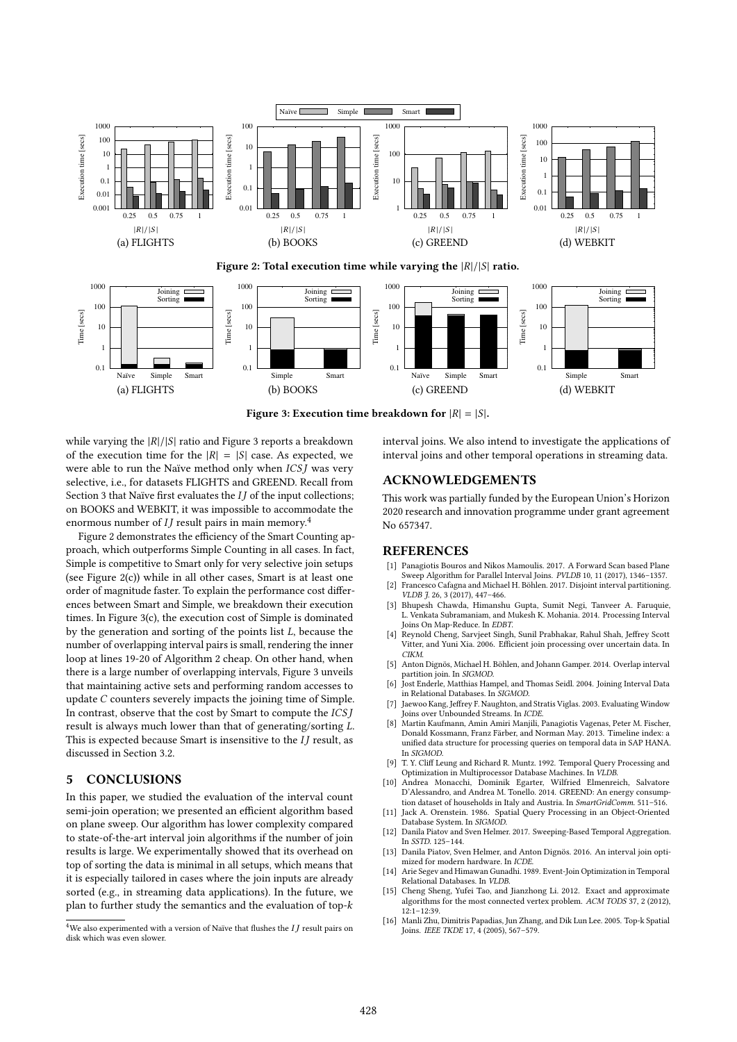Naïve Simple Smart

1000
100
10
1
0.1
0.01
0.001
Execution time [secs]
0.25 0.5 0.75 1
$|R|/|S|$

(a) FLIGHTS

100
10
1
0.1
0.01
Execution time [secs]
0.25 0.5 0.75 1
$|R|/|S|$

(b) BOOKS

1000
100
10
1
Execution time [secs]
0.25 0.5 0.75 1
$|R|/|S|$

(c) GREEND

1000
100
10
1
0.1
0.01
Execution time [secs]
0.25 0.5 0.75 1
$|R|/|S|$

(d) WEBKIT

**Figure 2: Total execution time while varying the $|R|/|S|$ ratio.**

Joining
Sorting

1000
100
10
1
0.1
Time [secs]
Naïve Simple Smart

(a) FLIGHTS

1000
100
10
1
0.1
Time [secs]
Simple Smart

(b) BOOKS

1000
100
10
1
0.1
Time [secs]
Naïve Simple Smart

(c) GREEND

1000
100
10
1
0.1
Time [secs]
Simple Smart

(d) WEBKIT

**Figure 3: Execution time breakdown for $|R| = |S|$.**

while varying the $|R|/|S|$ ratio and Figure 3 reports a breakdown of the execution time for the $|R| = |S|$ case. As expected, we were able to run the Naïve method only when $ICSJ$ was very selective, i.e., for datasets FLIGHTS and GREEND. Recall from Section 3 that Naïve first evaluates the $IJ$ of the input collections; on BOOKS and WEBKIT, it was impossible to accommodate the enormous number of $IJ$ result pairs in main memory.[4]

Figure 2 demonstrates the efficiency of the Smart Counting approach, which outperforms Simple Counting in all cases. In fact, Simple is competitive to Smart only for very selective join setups (see Figure 2(c)) while in all other cases, Smart is at least one order of magnitude faster. To explain the performance cost differences between Smart and Simple, we breakdown their execution times. In Figure 3(c), the execution cost of Simple is dominated by the generation and sorting of the points list $L$, because the number of overlapping interval pairs is small, rendering the inner loop at lines 19-20 of Algorithm 2 cheap. On other hand, when there is a large number of overlapping intervals, Figure 3 unveils that maintaining active sets and performing random accesses to update $C$ counters severely impacts the joining time of Simple. In contrast, observe that the cost by Smart to compute the $ICSJ$ result is always much lower than that of generating/sorting $L$. This is expected because Smart is insensitive to the $IJ$ result, as discussed in Section 3.2.

## 5 CONCLUSIONS

In this paper, we studied the evaluation of the interval count semi-join operation; we presented an efficient algorithm based on plane sweep. Our algorithm has lower complexity compared to state-of-the-art interval join algorithms if the number of join results is large. We experimentally showed that its overhead on top of sorting the data is minimal in all setups, which means that it is especially tailored in cases where the join inputs are already sorted (e.g., in streaming data applications). In the future, we plan to further study the semantics and the evaluation of top-$k$ interval joins. We also intend to investigate the applications of interval joins and other temporal operations in streaming data.

[4] We also experimented with a version of Naïve that flushes the $IJ$ result pairs on disk which was even slower.

## ACKNOWLEDGEMENTS

This work was partially funded by the European Union's Horizon 2020 research and innovation programme under grant agreement No 657347.

## REFERENCES

[1] Panagiotis Bouros and Nikos Mamoulis. 2017. A Forward Scan based Plane Sweep Algorithm for Parallel Interval Joins. *PVLDB* 10, 11 (2017), 1346–1357.
[2] Francesco Cafagna and Michael H. Böhlen. 2017. Disjoint interval partitioning. *VLDB J.* 26, 3 (2017), 447–466.
[3] Bhupesh Chawda, Himanshu Gupta, Sumit Negi, Tanveer A. Faruquie, L. Venkata Subramaniam, and Mukesh K. Mohania. 2014. Processing Interval Joins On Map-Reduce. In *EDBT*.
[4] Reynold Cheng, Sarvjeet Singh, Sunil Prabhakar, Rahul Shah, Jeffrey Scott Vitter, and Yuni Xia. 2006. Efficient join processing over uncertain data. In *CIKM*.
[5] Anton Dignös, Michael H. Böhlen, and Johann Gamper. 2014. Overlap interval partition join. In *SIGMOD*.
[6] Jost Enderle, Matthias Hampel, and Thomas Seidl. 2004. Joining Interval Data in Relational Databases. In *SIGMOD*.
[7] Jaewoo Kang, Jeffrey F. Naughton, and Stratis Viglas. 2003. Evaluating Window Joins over Unbounded Streams. In *ICDE*.
[8] Martin Kaufmann, Amin Amiri Manjili, Panagiotis Vagenas, Peter M. Fischer, Donald Kossmann, Franz Färber, and Norman May. 2013. Timeline index: a unified data structure for processing queries on temporal data in SAP HANA. In *SIGMOD*.
[9] T. Y. Cliff Leung and Richard R. Muntz. 1992. Temporal Query Processing and Optimization in Multiprocessor Database Machines. In *VLDB*.
[10] Andrea Monacchi, Dominik Egarter, Wilfried Elmenreich, Salvatore D'Alessandro, and Andrea M. Tonello. 2014. GREEND: An energy consumption dataset of households in Italy and Austria. In *SmartGridComm*. 511–516.
[11] Jack A. Orenstein. 1986. Spatial Query Processing in an Object-Oriented Database System. In *SIGMOD*.
[12] Danila Piatov and Sven Helmer. 2017. Sweeping-Based Temporal Aggregation. In *SSTD*. 125–144.
[13] Danila Piatov, Sven Helmer, and Anton Dignös. 2016. An interval join optimized for modern hardware. In *ICDE*.
[14] Arie Segev and Himawan Gunadhi. 1989. Event-Join Optimization in Temporal Relational Databases. In *VLDB*.
[15] Cheng Sheng, Yufei Tao, and Jianzhong Li. 2012. Exact and approximate algorithms for the most connected vertex problem. *ACM TODS* 37, 2 (2012), 12:1–12:39.
[16] Manli Zhu, Dimitris Papadias, Jun Zhang, and Dik Lun Lee. 2005. Top-k Spatial Joins. *IEEE TKDE* 17, 4 (2005), 567–579.